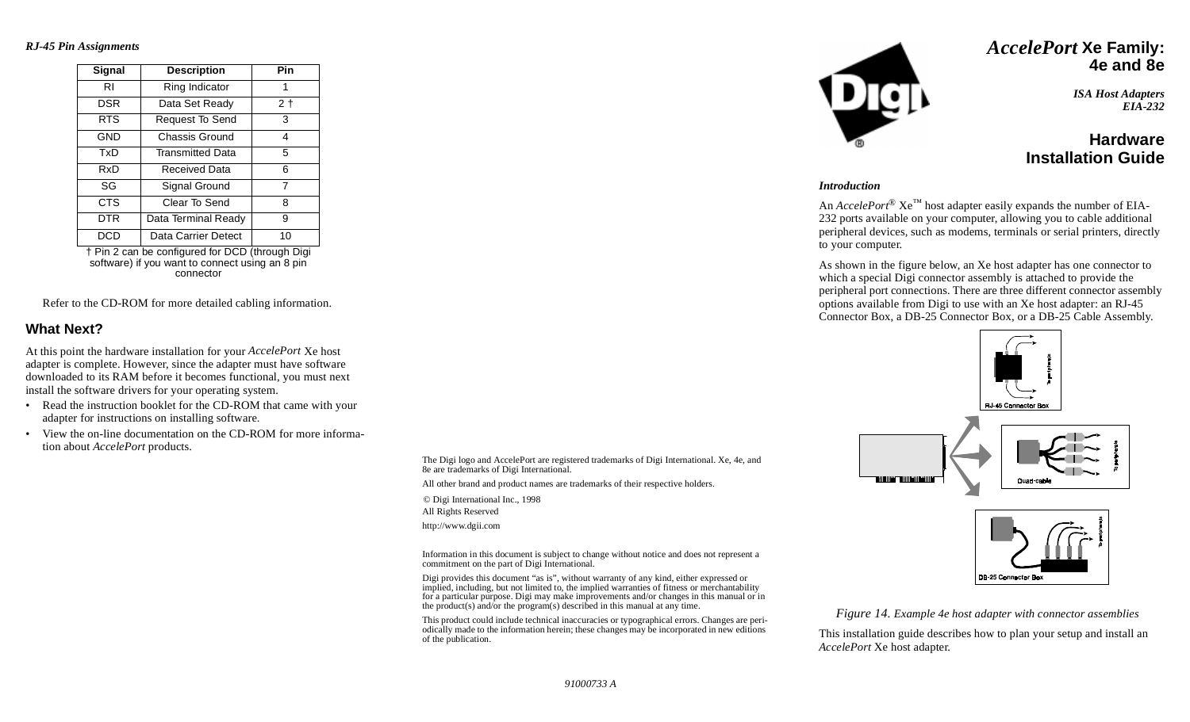*RJ-45 Pin Assignments*

| Signal | Description | Pin |
|---|---|---|
| RI | Ring Indicator | 1 |
| DSR | Data Set Ready | 2 † |
| RTS | Request To Send | 3 |
| GND | Chassis Ground | 4 |
| TxD | Transmitted Data | 5 |
| RxD | Received Data | 6 |
| SG | Signal Ground | 7 |
| CTS | Clear To Send | 8 |
| DTR | Data Terminal Ready | 9 |
| DCD | Data Carrier Detect | 10 |

† Pin 2 can be configured for DCD (through Digi software) if you want to connect using an 8 pin connector

Refer to the CD-ROM for more detailed cabling information.

## What Next?

At this point the hardware installation for your *AccelePort* Xe host adapter is complete. However, since the adapter must have software downloaded to its RAM before it becomes functional, you must next install the software drivers for your operating system.

- Read the instruction booklet for the CD-ROM that came with your adapter for instructions on installing software.
- View the on-line documentation on the CD-ROM for more information about *AccelePort* products.

The Digi logo and AccelePort are registered trademarks of Digi International. Xe, 4e, and 8e are trademarks of Digi International.

All other brand and product names are trademarks of their respective holders.

© Digi International Inc., 1998
All Rights Reserved

http://www.dgii.com

Information in this document is subject to change without notice and does not represent a commitment on the part of Digi International.

Digi provides this document "as is", without warranty of any kind, either expressed or implied, including, but not limited to, the implied warranties of fitness or merchantability for a particular purpose. Digi may make improvements and/or changes in this manual or in the product(s) and/or the program(s) described in this manual at any time.

This product could include technical inaccuracies or typographical errors. Changes are periodically made to the information herein; these changes may be incorporated in new editions of the publication.

91000733 A

# *AccelePort* Xe Family: 4e and 8e

*ISA Host Adapters*
*EIA-232*

# Hardware Installation Guide

### *Introduction*

An *AccelePort*® Xe™ host adapter easily expands the number of EIA-232 ports available on your computer, allowing you to cable additional peripheral devices, such as modems, terminals or serial printers, directly to your computer.

As shown in the figure below, an Xe host adapter has one connector to which a special Digi connector assembly is attached to provide the peripheral port connections. There are three different connector assembly options available from Digi to use with an Xe host adapter: an RJ-45 Connector Box, a DB-25 Connector Box, or a DB-25 Cable Assembly.

RJ-45 Connector Box

Quad-cable

DB-25 Connector Box

*Figure 14. Example 4e host adapter with connector assemblies*

This installation guide describes how to plan your setup and install an *AccelePort* Xe host adapter.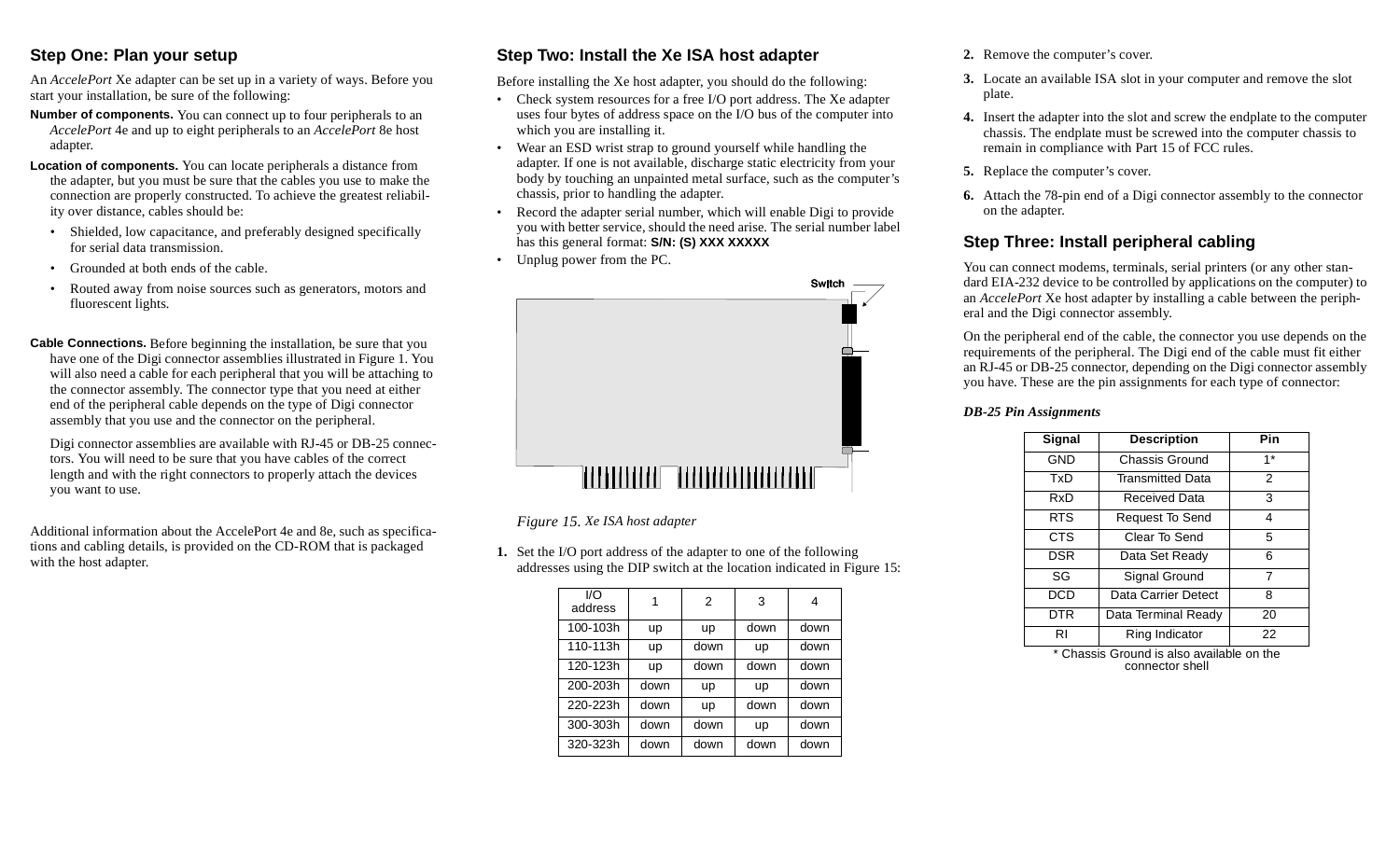## Step One: Plan your setup

An *AccelePort* Xe adapter can be set up in a variety of ways. Before you start your installation, be sure of the following:

**Number of components.** You can connect up to four peripherals to an *AccelePort* 4e and up to eight peripherals to an *AccelePort* 8e host adapter.

**Location of components.** You can locate peripherals a distance from the adapter, but you must be sure that the cables you use to make the connection are properly constructed. To achieve the greatest reliability over distance, cables should be:

- Shielded, low capacitance, and preferably designed specifically for serial data transmission.
- Grounded at both ends of the cable.
- Routed away from noise sources such as generators, motors and fluorescent lights.

**Cable Connections.** Before beginning the installation, be sure that you have one of the Digi connector assemblies illustrated in Figure 1. You will also need a cable for each peripheral that you will be attaching to the connector assembly. The connector type that you need at either end of the peripheral cable depends on the type of Digi connector assembly that you use and the connector on the peripheral.

Digi connector assemblies are available with RJ-45 or DB-25 connectors. You will need to be sure that you have cables of the correct length and with the right connectors to properly attach the devices you want to use.

Additional information about the AccelePort 4e and 8e, such as specifications and cabling details, is provided on the CD-ROM that is packaged with the host adapter.

## Step Two: Install the Xe ISA host adapter

Before installing the Xe host adapter, you should do the following:

- Check system resources for a free I/O port address. The Xe adapter uses four bytes of address space on the I/O bus of the computer into which you are installing it.
- Wear an ESD wrist strap to ground yourself while handling the adapter. If one is not available, discharge static electricity from your body by touching an unpainted metal surface, such as the computer's chassis, prior to handling the adapter.
- Record the adapter serial number, which will enable Digi to provide you with better service, should the need arise. The serial number label has this general format: **S/N: (S) XXX XXXXX**
- Unplug power from the PC.

Switch

*Figure 15. Xe ISA host adapter*

1. Set the I/O port address of the adapter to one of the following addresses using the DIP switch at the location indicated in Figure 15:

| I/O address | 1 | 2 | 3 | 4 |
|---|---|---|---|---|
| 100-103h | up | up | down | down |
| 110-113h | up | down | up | down |
| 120-123h | up | down | down | down |
| 200-203h | down | up | up | down |
| 220-223h | down | up | down | down |
| 300-303h | down | down | up | down |
| 320-323h | down | down | down | down |

2. Remove the computer's cover.
3. Locate an available ISA slot in your computer and remove the slot plate.
4. Insert the adapter into the slot and screw the endplate to the computer chassis. The endplate must be screwed into the computer chassis to remain in compliance with Part 15 of FCC rules.
5. Replace the computer's cover.
6. Attach the 78-pin end of a Digi connector assembly to the connector on the adapter.

## Step Three: Install peripheral cabling

You can connect modems, terminals, serial printers (or any other standard EIA-232 device to be controlled by applications on the computer) to an *AccelePort* Xe host adapter by installing a cable between the peripheral and the Digi connector assembly.

On the peripheral end of the cable, the connector you use depends on the requirements of the peripheral. The Digi end of the cable must fit either an RJ-45 or DB-25 connector, depending on the Digi connector assembly you have. These are the pin assignments for each type of connector:

***DB-25 Pin Assignments***

| Signal | Description | Pin |
|---|---|---|
| GND | Chassis Ground | 1* |
| TxD | Transmitted Data | 2 |
| RxD | Received Data | 3 |
| RTS | Request To Send | 4 |
| CTS | Clear To Send | 5 |
| DSR | Data Set Ready | 6 |
| SG | Signal Ground | 7 |
| DCD | Data Carrier Detect | 8 |
| DTR | Data Terminal Ready | 20 |
| RI | Ring Indicator | 22 |

* Chassis Ground is also available on the connector shell